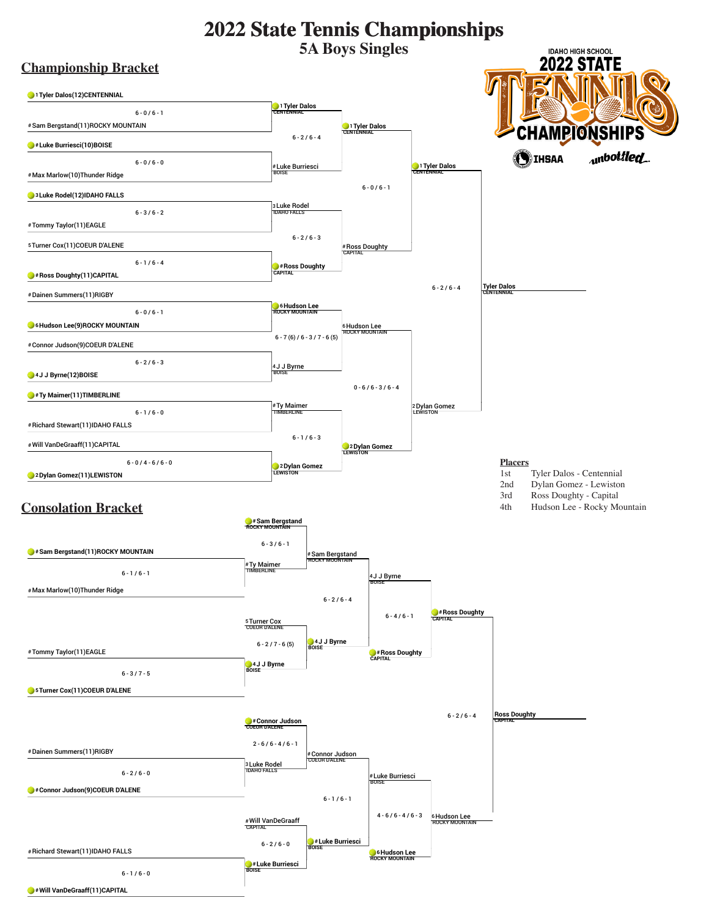# 2022 State Tennis Championships

## 5A Boys Singles

IDAHO HIGH SCHOOL 2022 STATE TENNIS CHAMPIONSHIPS

IHSAA unbottled

## Championship Bracket

### First Round

| Player 1 | Score | Player 2 | Winner |
|---|---|---|---|
| 1 Tyler Dalos(12)CENTENNIAL | 6 - 0 / 6 - 1 | # Sam Bergstand(11)ROCKY MOUNTAIN | 1 Tyler Dalos - CENTENNIAL |
| # Luke Burriesci(10)BOISE | 6 - 0 / 6 - 0 | # Max Marlow(10)Thunder Ridge | # Luke Burriesci - BOISE |
| 3 Luke Rodel(12)IDAHO FALLS | 6 - 3 / 6 - 2 | # Tommy Taylor(11)EAGLE | 3 Luke Rodel - IDAHO FALLS |
| 5 Turner Cox(11)COEUR D'ALENE | 6 - 1 / 6 - 4 | # Ross Doughty(11)CAPITAL | # Ross Doughty - CAPITAL |
| # Dainen Summers(11)RIGBY | 6 - 0 / 6 - 1 | 6 Hudson Lee(9)ROCKY MOUNTAIN | 6 Hudson Lee - ROCKY MOUNTAIN |
| # Connor Judson(9)COEUR D'ALENE | 6 - 2 / 6 - 3 | 4 J J Byrne(12)BOISE | 4 J J Byrne - BOISE |
| # Ty Maimer(11)TIMBERLINE | 6 - 1 / 6 - 0 | # Richard Stewart(11)IDAHO FALLS | # Ty Maimer - TIMBERLINE |
| # Will VanDeGraaff(11)CAPITAL | 6 - 0 / 4 - 6 / 6 - 0 | 2 Dylan Gomez(11)LEWISTON | 2 Dylan Gomez - LEWISTON |

### Quarterfinals

| Player 1 | Score | Player 2 | Winner |
|---|---|---|---|
| 1 Tyler Dalos - CENTENNIAL | 6 - 2 / 6 - 4 | # Luke Burriesci - BOISE | 1 Tyler Dalos - CENTENNIAL |
| 3 Luke Rodel - IDAHO FALLS | 6 - 2 / 6 - 3 | # Ross Doughty - CAPITAL | # Ross Doughty - CAPITAL |
| 6 Hudson Lee - ROCKY MOUNTAIN | 6 - 7 (6) / 6 - 3 / 7 - 6 (5) | 4 J J Byrne - BOISE | 6 Hudson Lee - ROCKY MOUNTAIN |
| # Ty Maimer - TIMBERLINE | 6 - 1 / 6 - 3 | 2 Dylan Gomez - LEWISTON | 2 Dylan Gomez - LEWISTON |

### Semifinals

| Player 1 | Score | Player 2 | Winner |
|---|---|---|---|
| 1 Tyler Dalos - CENTENNIAL | 6 - 0 / 6 - 1 | # Ross Doughty - CAPITAL | 1 Tyler Dalos - CENTENNIAL |
| 6 Hudson Lee - ROCKY MOUNTAIN | 0 - 6 / 6 - 3 / 6 - 4 | 2 Dylan Gomez - LEWISTON | 2 Dylan Gomez - LEWISTON |

### Final

| Player 1 | Score | Player 2 | Winner |
|---|---|---|---|
| 1 Tyler Dalos - CENTENNIAL | 6 - 2 / 6 - 4 | 2 Dylan Gomez - LEWISTON | Tyler Dalos - CENTENNIAL |

## Placers

| Place | Player |
|---|---|
| 1st | Tyler Dalos - Centennial |
| 2nd | Dylan Gomez - Lewiston |
| 3rd | Ross Doughty - Capital |
| 4th | Hudson Lee - Rocky Mountain |

## Consolation Bracket

### First Round

| Player 1 | Score | Player 2 | Winner |
|---|---|---|---|
| # Sam Bergstand(11)ROCKY MOUNTAIN | 6 - 1 / 6 - 1 | # Max Marlow(10)Thunder Ridge | # Sam Bergstand - ROCKY MOUNTAIN |
| # Tommy Taylor(11)EAGLE | 6 - 3 / 7 - 5 | 5 Turner Cox(11)COEUR D'ALENE | 5 Turner Cox - COEUR D'ALENE |
| # Dainen Summers(11)RIGBY | 6 - 2 / 6 - 0 | # Connor Judson(9)COEUR D'ALENE | # Connor Judson - COEUR D'ALENE |
| # Richard Stewart(11)IDAHO FALLS | 6 - 1 / 6 - 0 | # Will VanDeGraaff(11)CAPITAL | # Will VanDeGraaff - CAPITAL |

### Second Round

| Player 1 | Score | Player 2 | Winner |
|---|---|---|---|
| # Sam Bergstand - ROCKY MOUNTAIN | 6 - 3 / 6 - 1 | # Ty Maimer - TIMBERLINE | # Sam Bergstand - ROCKY MOUNTAIN |
| 5 Turner Cox - COEUR D'ALENE | 6 - 2 / 7 - 6 (5) | 4 J J Byrne - BOISE | 4 J J Byrne - BOISE |
| # Connor Judson - COEUR D'ALENE | 2 - 6 / 6 - 4 / 6 - 1 | 3 Luke Rodel - IDAHO FALLS | # Connor Judson - COEUR D'ALENE |
| # Will VanDeGraaff - CAPITAL | 6 - 2 / 6 - 0 | # Luke Burriesci - BOISE | # Luke Burriesci - BOISE |

### Third Round

| Player 1 | Score | Player 2 | Winner |
|---|---|---|---|
| # Sam Bergstand - ROCKY MOUNTAIN | 6 - 2 / 6 - 4 | 4 J J Byrne - BOISE | 4 J J Byrne - BOISE |
| # Connor Judson - COEUR D'ALENE | 6 - 1 / 6 - 1 | # Luke Burriesci - BOISE | # Luke Burriesci - BOISE |

### Fourth Round

| Player 1 | Score | Player 2 | Winner |
|---|---|---|---|
| 4 J J Byrne - BOISE | 6 - 4 / 6 - 1 | # Ross Doughty - CAPITAL | # Ross Doughty - CAPITAL |
| # Luke Burriesci - BOISE | 4 - 6 / 6 - 4 / 6 - 3 | 6 Hudson Lee - ROCKY MOUNTAIN | 6 Hudson Lee - ROCKY MOUNTAIN |

### Third Place Match

| Player 1 | Score | Player 2 | Winner |
|---|---|---|---|
| # Ross Doughty - CAPITAL | 6 - 2 / 6 - 4 | 6 Hudson Lee - ROCKY MOUNTAIN | Ross Doughty - CAPITAL |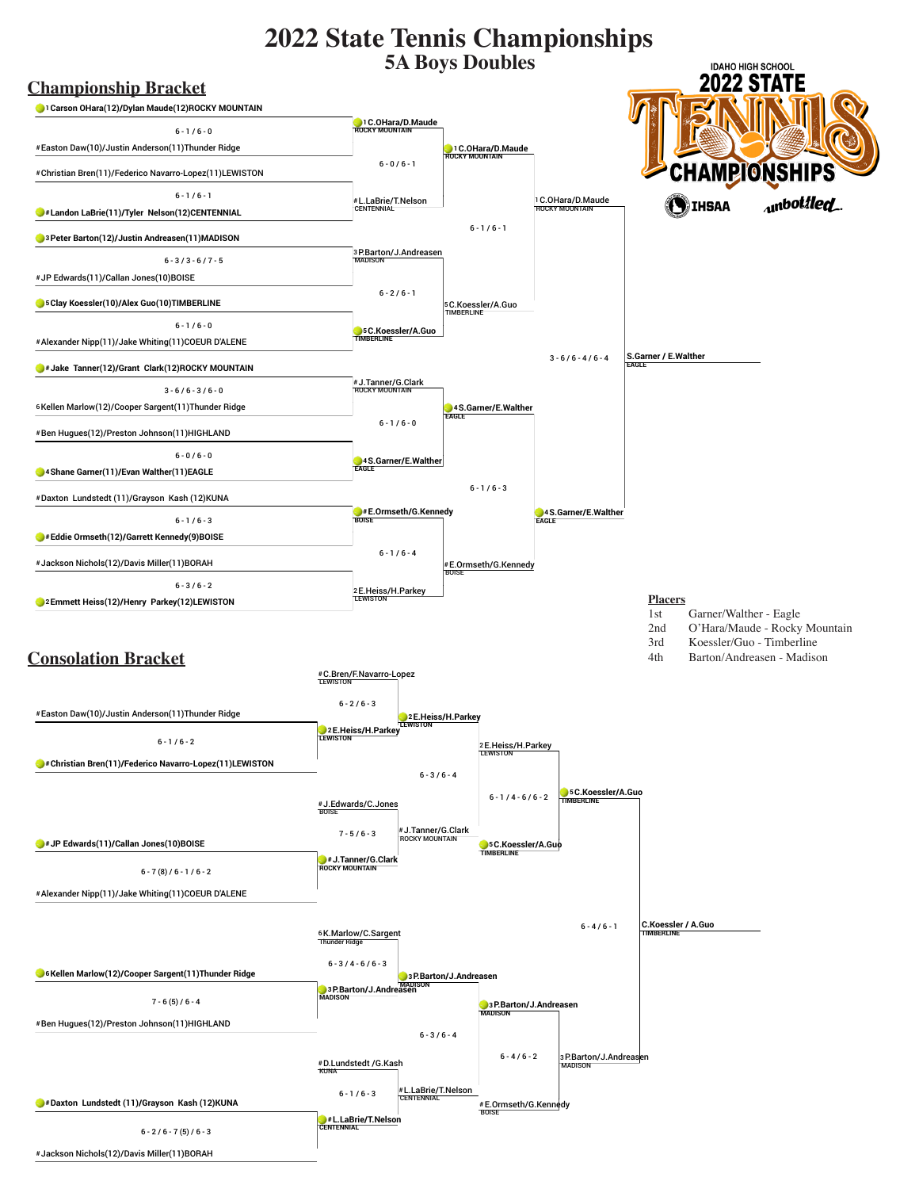# 2022 State Tennis Championships

## 5A Boys Doubles

IDAHO HIGH SCHOOL 2022 STATE TENNIS CHAMPIONSHIPS — IHSAA — unbottled

### Championship Bracket

**First Round**

- 1 Carson OHara(12)/Dylan Maude(12) ROCKY MOUNTAIN def. # Easton Daw(10)/Justin Anderson(11) Thunder Ridge — 6 - 1 / 6 - 0
- # Landon LaBrie(11)/Tyler Nelson(12) CENTENNIAL def. # Christian Bren(11)/Federico Navarro-Lopez(11) LEWISTON — 6 - 1 / 6 - 1
- 3 Peter Barton(12)/Justin Andreasen(11) MADISON def. # JP Edwards(11)/Callan Jones(10) BOISE — 6 - 3 / 3 - 6 / 7 - 5
- 5 Clay Koessler(10)/Alex Guo(10) TIMBERLINE def. # Alexander Nipp(11)/Jake Whiting(11) COEUR D'ALENE — 6 - 1 / 6 - 0
- # Jake Tanner(12)/Grant Clark(12) ROCKY MOUNTAIN def. 6 Kellen Marlow(12)/Cooper Sargent(11) Thunder Ridge — 3 - 6 / 6 - 3 / 6 - 0
- 4 Shane Garner(11)/Evan Walther(11) EAGLE def. # Ben Hugues(12)/Preston Johnson(11) HIGHLAND — 6 - 0 / 6 - 0
- # Eddie Ormseth(12)/Garrett Kennedy(9) BOISE def. # Daxton Lundstedt (11)/Grayson Kash (12) KUNA — 6 - 1 / 6 - 3
- 2 Emmett Heiss(12)/Henry Parkey(12) LEWISTON def. # Jackson Nichols(12)/Davis Miller(11) BORAH — 6 - 3 / 6 - 2

**Quarterfinals**

- 1 C.OHara/D.Maude ROCKY MOUNTAIN def. # L.LaBrie/T.Nelson CENTENNIAL — 6 - 0 / 6 - 1
- 5 C.Koessler/A.Guo TIMBERLINE def. 3 P.Barton/J.Andreasen MADISON — 6 - 2 / 6 - 1
- 4 S.Garner/E.Walther EAGLE def. # J.Tanner/G.Clark ROCKY MOUNTAIN — 6 - 1 / 6 - 0
- # E.Ormseth/G.Kennedy BOISE def. 2 E.Heiss/H.Parkey LEWISTON — 6 - 1 / 6 - 4

**Semifinals**

- 1 C.OHara/D.Maude ROCKY MOUNTAIN def. 5 C.Koessler/A.Guo TIMBERLINE — 6 - 1 / 6 - 1
- 4 S.Garner/E.Walther EAGLE def. # E.Ormseth/G.Kennedy BOISE — 6 - 1 / 6 - 3

**Final**

- S.Garner / E.Walther EAGLE def. 1 C.OHara/D.Maude ROCKY MOUNTAIN — 3 - 6 / 6 - 4 / 6 - 4

### Placers

| Place | Team |
| --- | --- |
| 1st | Garner/Walther - Eagle |
| 2nd | O'Hara/Maude - Rocky Mountain |
| 3rd | Koessler/Guo - Timberline |
| 4th | Barton/Andreasen - Madison |

### Consolation Bracket

**First Round**

- # Christian Bren(11)/Federico Navarro-Lopez(11) LEWISTON def. # Easton Daw(10)/Justin Anderson(11) Thunder Ridge — 6 - 1 / 6 - 2
- # JP Edwards(11)/Callan Jones(10) BOISE def. # Alexander Nipp(11)/Jake Whiting(11) COEUR D'ALENE — 6 - 7 (8) / 6 - 1 / 6 - 2
- 6 Kellen Marlow(12)/Cooper Sargent(11) Thunder Ridge def. # Ben Hugues(12)/Preston Johnson(11) HIGHLAND — 7 - 6 (5) / 6 - 4
- # Daxton Lundstedt (11)/Grayson Kash (12) KUNA def. # Jackson Nichols(12)/Davis Miller(11) BORAH — 6 - 2 / 6 - 7 (5) / 6 - 3

**Second Round**

- 2 E.Heiss/H.Parkey LEWISTON def. # C.Bren/F.Navarro-Lopez LEWISTON — 6 - 2 / 6 - 3
- # J.Tanner/G.Clark ROCKY MOUNTAIN def. # J.Edwards/C.Jones BOISE — 7 - 5 / 6 - 3
- 3 P.Barton/J.Andreasen MADISON def. 6 K.Marlow/C.Sargent Thunder Ridge — 6 - 3 / 4 - 6 / 6 - 3
- # L.LaBrie/T.Nelson CENTENNIAL def. # D.Lundstedt /G.Kash KUNA — 6 - 1 / 6 - 3

**Third Round**

- 2 E.Heiss/H.Parkey LEWISTON def. # J.Tanner/G.Clark ROCKY MOUNTAIN — 6 - 3 / 6 - 4
- 3 P.Barton/J.Andreasen MADISON def. # L.LaBrie/T.Nelson CENTENNIAL — 6 - 3 / 6 - 4

**Fourth Round**

- 5 C.Koessler/A.Guo TIMBERLINE def. 2 E.Heiss/H.Parkey LEWISTON — 6 - 1 / 4 - 6 / 6 - 2
- 3 P.Barton/J.Andreasen MADISON def. # E.Ormseth/G.Kennedy BOISE — 6 - 4 / 6 - 2

**Final**

- C.Koessler / A.Guo TIMBERLINE def. 3 P.Barton/J.Andreasen MADISON — 6 - 4 / 6 - 1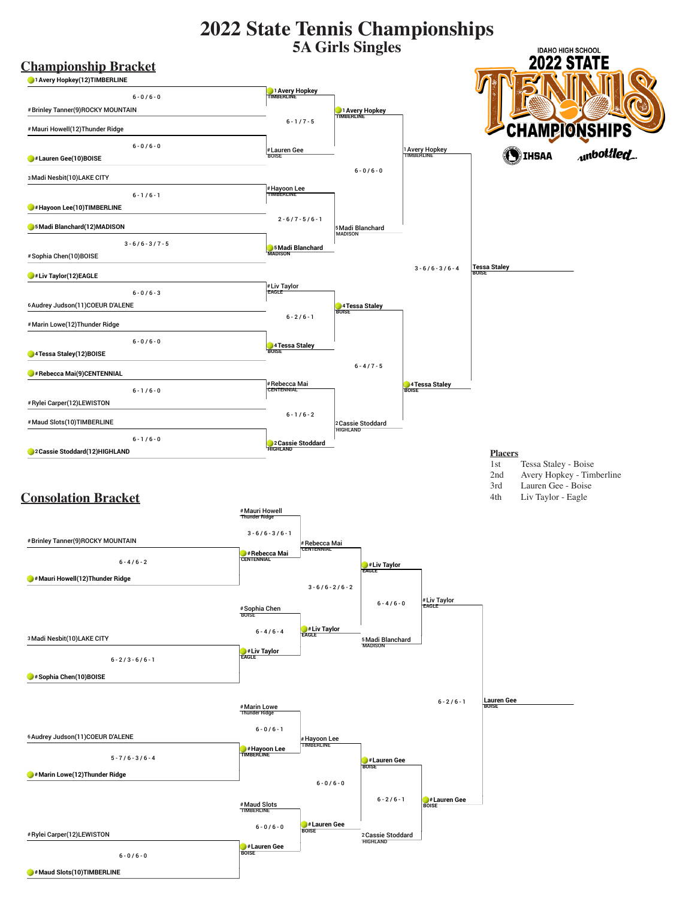# 2022 State Tennis Championships

## 5A Girls Singles

IDAHO HIGH SCHOOL 2022 STATE TENNIS CHAMPIONSHIPS

IHSAA unbottled

## Championship Bracket

**First Round**

| Player 1 | Player 2 | Winner | Score |
|---|---|---|---|
| 1 Avery Hopkey(12)TIMBERLINE | # Brinley Tanner(9)ROCKY MOUNTAIN | 1 Avery Hopkey (TIMBERLINE) | 6 - 0 / 6 - 0 |
| # Mauri Howell(12)Thunder Ridge | # Lauren Gee(10)BOISE | # Lauren Gee (BOISE) | 6 - 0 / 6 - 0 |
| 3 Madi Nesbit(10)LAKE CITY | # Hayoon Lee(10)TIMBERLINE | # Hayoon Lee (TIMBERLINE) | 6 - 1 / 6 - 1 |
| 5 Madi Blanchard(12)MADISON | # Sophia Chen(10)BOISE | 5 Madi Blanchard (MADISON) | 3 - 6 / 6 - 3 / 7 - 5 |
| # Liv Taylor(12)EAGLE | 6 Audrey Judson(11)COEUR D'ALENE | # Liv Taylor (EAGLE) | 6 - 0 / 6 - 3 |
| # Marin Lowe(12)Thunder Ridge | 4 Tessa Staley(12)BOISE | 4 Tessa Staley (BOISE) | 6 - 0 / 6 - 0 |
| # Rebecca Mai(9)CENTENNIAL | # Rylei Carper(12)LEWISTON | # Rebecca Mai (CENTENNIAL) | 6 - 1 / 6 - 0 |
| # Maud Slots(10)TIMBERLINE | 2 Cassie Stoddard(12)HIGHLAND | 2 Cassie Stoddard (HIGHLAND) | 6 - 1 / 6 - 0 |

**Quarterfinals**

| Player 1 | Player 2 | Winner | Score |
|---|---|---|---|
| 1 Avery Hopkey (TIMBERLINE) | # Lauren Gee (BOISE) | 1 Avery Hopkey (TIMBERLINE) | 6 - 1 / 7 - 5 |
| # Hayoon Lee (TIMBERLINE) | 5 Madi Blanchard (MADISON) | 5 Madi Blanchard (MADISON) | 2 - 6 / 7 - 5 / 6 - 1 |
| # Liv Taylor (EAGLE) | 4 Tessa Staley (BOISE) | 4 Tessa Staley (BOISE) | 6 - 2 / 6 - 1 |
| # Rebecca Mai (CENTENNIAL) | 2 Cassie Stoddard (HIGHLAND) | 2 Cassie Stoddard (HIGHLAND) | 6 - 1 / 6 - 2 |

**Semifinals**

| Player 1 | Player 2 | Winner | Score |
|---|---|---|---|
| 1 Avery Hopkey (TIMBERLINE) | 5 Madi Blanchard (MADISON) | 1 Avery Hopkey (TIMBERLINE) | 6 - 0 / 6 - 0 |
| 4 Tessa Staley (BOISE) | 2 Cassie Stoddard (HIGHLAND) | 4 Tessa Staley (BOISE) | 6 - 4 / 7 - 5 |

**Final**

| Player 1 | Player 2 | Winner | Score |
|---|---|---|---|
| 1 Avery Hopkey (TIMBERLINE) | 4 Tessa Staley (BOISE) | Tessa Staley (BOISE) | 3 - 6 / 6 - 3 / 6 - 4 |

**Placers**

| Place | Player |
|---|---|
| 1st | Tessa Staley - Boise |
| 2nd | Avery Hopkey - Timberline |
| 3rd | Lauren Gee - Boise |
| 4th | Liv Taylor - Eagle |

## Consolation Bracket

**First Round**

| Player 1 | Player 2 | Winner | Score |
|---|---|---|---|
| # Brinley Tanner(9)ROCKY MOUNTAIN | # Mauri Howell(12)Thunder Ridge | # Mauri Howell (Thunder Ridge) | 6 - 4 / 6 - 2 |
| 3 Madi Nesbit(10)LAKE CITY | # Sophia Chen(10)BOISE | # Sophia Chen (BOISE) | 6 - 2 / 3 - 6 / 6 - 1 |
| 6 Audrey Judson(11)COEUR D'ALENE | # Marin Lowe(12)Thunder Ridge | # Marin Lowe (Thunder Ridge) | 5 - 7 / 6 - 3 / 6 - 4 |
| # Rylei Carper(12)LEWISTON | # Maud Slots(10)TIMBERLINE | # Maud Slots (TIMBERLINE) | 6 - 0 / 6 - 0 |

**Second Round**

| Player 1 | Player 2 | Winner | Score |
|---|---|---|---|
| # Mauri Howell (Thunder Ridge) | # Rebecca Mai (CENTENNIAL) | # Rebecca Mai (CENTENNIAL) | 3 - 6 / 6 - 3 / 6 - 1 |
| # Sophia Chen (BOISE) | # Liv Taylor (EAGLE) | # Liv Taylor (EAGLE) | 6 - 4 / 6 - 4 |
| # Marin Lowe (Thunder Ridge) | # Hayoon Lee (TIMBERLINE) | # Hayoon Lee (TIMBERLINE) | 6 - 0 / 6 - 1 |
| # Maud Slots (TIMBERLINE) | # Lauren Gee (BOISE) | # Lauren Gee (BOISE) | 6 - 0 / 6 - 0 |

**Third Round**

| Player 1 | Player 2 | Winner | Score |
|---|---|---|---|
| # Rebecca Mai (CENTENNIAL) | # Liv Taylor (EAGLE) | # Liv Taylor (EAGLE) | 3 - 6 / 6 - 2 / 6 - 2 |
| # Hayoon Lee (TIMBERLINE) | # Lauren Gee (BOISE) | # Lauren Gee (BOISE) | 6 - 0 / 6 - 0 |

**Fourth Round**

| Player 1 | Player 2 | Winner | Score |
|---|---|---|---|
| # Liv Taylor (EAGLE) | 5 Madi Blanchard (MADISON) | # Liv Taylor (EAGLE) | 6 - 4 / 6 - 0 |
| # Lauren Gee (BOISE) | 2 Cassie Stoddard (HIGHLAND) | # Lauren Gee (BOISE) | 6 - 2 / 6 - 1 |

**Third Place**

| Player 1 | Player 2 | Winner | Score |
|---|---|---|---|
| # Liv Taylor (EAGLE) | # Lauren Gee (BOISE) | Lauren Gee (BOISE) | 6 - 2 / 6 - 1 |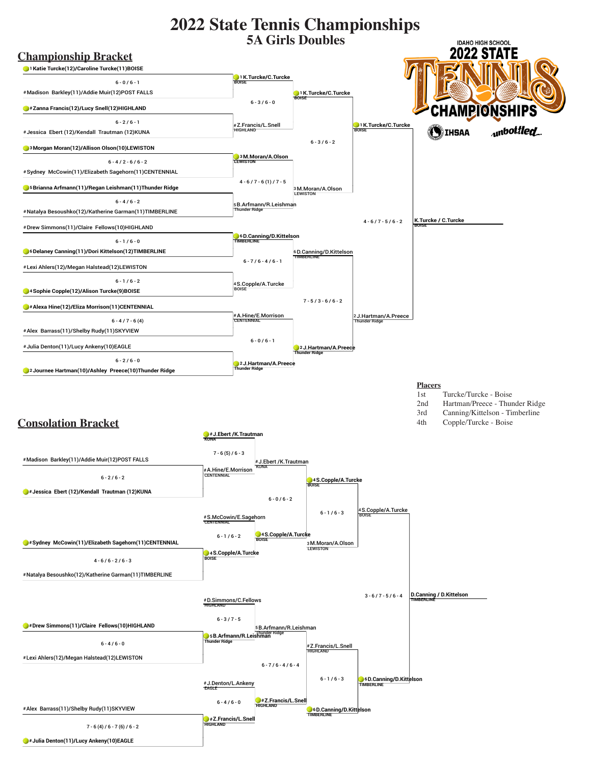# 2022 State Tennis Championships

## 5A Girls Doubles

IDAHO HIGH SCHOOL 2022 STATE TENNIS CHAMPIONSHIPS

IHSAA unbottled

## Championship Bracket

### First Round

| Team 1 | Score | Team 2 | Winner |
|---|---|---|---|
| 1 Katie Turcke(12)/Caroline Turcke(11) BOISE | 6 - 0 / 6 - 1 | # Madison Barkley(11)/Addie Muir(12) POST FALLS | 1 K.Turcke/C.Turcke BOISE |
| # Zanna Francis(12)/Lucy Snell(12) HIGHLAND | 6 - 2 / 6 - 1 | # Jessica Ebert (12)/Kendall Trautman (12) KUNA | # Z.Francis/L.Snell HIGHLAND |
| 3 Morgan Moran(12)/Allison Olson(10) LEWISTON | 6 - 4 / 2 - 6 / 6 - 2 | # Sydney McCowin(11)/Elizabeth Sagehorn(11) CENTENNIAL | 3 M.Moran/A.Olson LEWISTON |
| 5 Brianna Arfmann(11)/Regan Leishman(11) Thunder Ridge | 6 - 4 / 6 - 2 | # Natalya Besoushko(12)/Katherine Garman(11) TIMBERLINE | 5 B.Arfmann/R.Leishman Thunder Ridge |
| # Drew Simmons(11)/Claire Fellows(10) HIGHLAND | 6 - 1 / 6 - 0 | 6 Delaney Canning(11)/Dori Kittelson(12) TIMBERLINE | 6 D.Canning/D.Kittelson TIMBERLINE |
| # Lexi Ahlers(12)/Megan Halstead(12) LEWISTON | 6 - 1 / 6 - 2 | 4 Sophie Copple(12)/Alison Turcke(9) BOISE | 4 S.Copple/A.Turcke BOISE |
| # Alexa Hine(12)/Eliza Morrison(11) CENTENNIAL | 6 - 4 / 7 - 6 (4) | # Alex Barrass(11)/Shelby Rudy(11) SKYVIEW | # A.Hine/E.Morrison CENTENNIAL |
| # Julia Denton(11)/Lucy Ankeny(10) EAGLE | 6 - 2 / 6 - 0 | 2 Journee Hartman(10)/Ashley Preece(10) Thunder Ridge | 2 J.Hartman/A.Preece Thunder Ridge |

### Quarterfinals

| Team 1 | Score | Team 2 | Winner |
|---|---|---|---|
| 1 K.Turcke/C.Turcke BOISE | 6 - 3 / 6 - 0 | # Z.Francis/L.Snell HIGHLAND | 1 K.Turcke/C.Turcke BOISE |
| 3 M.Moran/A.Olson LEWISTON | 4 - 6 / 7 - 6 (1) / 7 - 5 | 5 B.Arfmann/R.Leishman Thunder Ridge | 3 M.Moran/A.Olson LEWISTON |
| 6 D.Canning/D.Kittelson TIMBERLINE | 6 - 7 / 6 - 4 / 6 - 1 | 4 S.Copple/A.Turcke BOISE | 6 D.Canning/D.Kittelson TIMBERLINE |
| # A.Hine/E.Morrison CENTENNIAL | 6 - 0 / 6 - 1 | 2 J.Hartman/A.Preece Thunder Ridge | 2 J.Hartman/A.Preece Thunder Ridge |

### Semifinals

| Team 1 | Score | Team 2 | Winner |
|---|---|---|---|
| 1 K.Turcke/C.Turcke BOISE | 6 - 3 / 6 - 2 | 3 M.Moran/A.Olson LEWISTON | 1 K.Turcke/C.Turcke BOISE |
| 6 D.Canning/D.Kittelson TIMBERLINE | 7 - 5 / 3 - 6 / 6 - 2 | 2 J.Hartman/A.Preece Thunder Ridge | 2 J.Hartman/A.Preece Thunder Ridge |

### Final

| Team 1 | Score | Team 2 | Winner |
|---|---|---|---|
| 1 K.Turcke/C.Turcke BOISE | 4 - 6 / 7 - 5 / 6 - 2 | 2 J.Hartman/A.Preece Thunder Ridge | K.Turcke / C.Turcke BOISE |

## Placers

| Place | Team |
|---|---|
| 1st | Turcke/Turcke - Boise |
| 2nd | Hartman/Preece - Thunder Ridge |
| 3rd | Canning/Kittelson - Timberline |
| 4th | Copple/Turcke - Boise |

## Consolation Bracket

### First Round

| Team 1 | Score | Team 2 | Winner |
|---|---|---|---|
| # Madison Barkley(11)/Addie Muir(12) POST FALLS | 6 - 2 / 6 - 2 | # Jessica Ebert (12)/Kendall Trautman (12) KUNA | # J.Ebert /K.Trautman KUNA |
| # Sydney McCowin(11)/Elizabeth Sagehorn(11) CENTENNIAL | 4 - 6 / 6 - 2 / 6 - 3 | # Natalya Besoushko(12)/Katherine Garman(11) TIMBERLINE | # S.McCowin/E.Sagehorn CENTENNIAL |
| # Drew Simmons(11)/Claire Fellows(10) HIGHLAND | 6 - 4 / 6 - 0 | # Lexi Ahlers(12)/Megan Halstead(12) LEWISTON | # D.Simmons/C.Fellows HIGHLAND |
| # Alex Barrass(11)/Shelby Rudy(11) SKYVIEW | 7 - 6 (4) / 6 - 7 (6) / 6 - 2 | # Julia Denton(11)/Lucy Ankeny(10) EAGLE | # J.Denton/L.Ankeny EAGLE |

### Second Round

| Team 1 | Score | Team 2 | Winner |
|---|---|---|---|
| # J.Ebert /K.Trautman KUNA | 7 - 6 (5) / 6 - 3 | # A.Hine/E.Morrison CENTENNIAL | # J.Ebert /K.Trautman KUNA |
| # S.McCowin/E.Sagehorn CENTENNIAL | 6 - 1 / 6 - 2 | 4 S.Copple/A.Turcke BOISE | 4 S.Copple/A.Turcke BOISE |
| # D.Simmons/C.Fellows HIGHLAND | 6 - 3 / 7 - 5 | 5 B.Arfmann/R.Leishman Thunder Ridge | 5 B.Arfmann/R.Leishman Thunder Ridge |
| # J.Denton/L.Ankeny EAGLE | 6 - 4 / 6 - 0 | # Z.Francis/L.Snell HIGHLAND | # Z.Francis/L.Snell HIGHLAND |

### Third Round

| Team 1 | Score | Team 2 | Winner |
|---|---|---|---|
| # J.Ebert /K.Trautman KUNA | 6 - 0 / 6 - 2 | 4 S.Copple/A.Turcke BOISE | 4 S.Copple/A.Turcke BOISE |
| 5 B.Arfmann/R.Leishman Thunder Ridge | 6 - 7 / 6 - 4 / 6 - 4 | # Z.Francis/L.Snell HIGHLAND | # Z.Francis/L.Snell HIGHLAND |

### Fourth Round

| Team 1 | Score | Team 2 | Winner |
|---|---|---|---|
| 4 S.Copple/A.Turcke BOISE | 6 - 1 / 6 - 3 | 3 M.Moran/A.Olson LEWISTON | 4 S.Copple/A.Turcke BOISE |
| # Z.Francis/L.Snell HIGHLAND | 6 - 1 / 6 - 3 | 6 D.Canning/D.Kittelson TIMBERLINE | 6 D.Canning/D.Kittelson TIMBERLINE |

### Consolation Final

| Team 1 | Score | Team 2 | Winner |
|---|---|---|---|
| 4 S.Copple/A.Turcke BOISE | 3 - 6 / 7 - 5 / 6 - 4 | 6 D.Canning/D.Kittelson TIMBERLINE | D.Canning / D.Kittelson TIMBERLINE |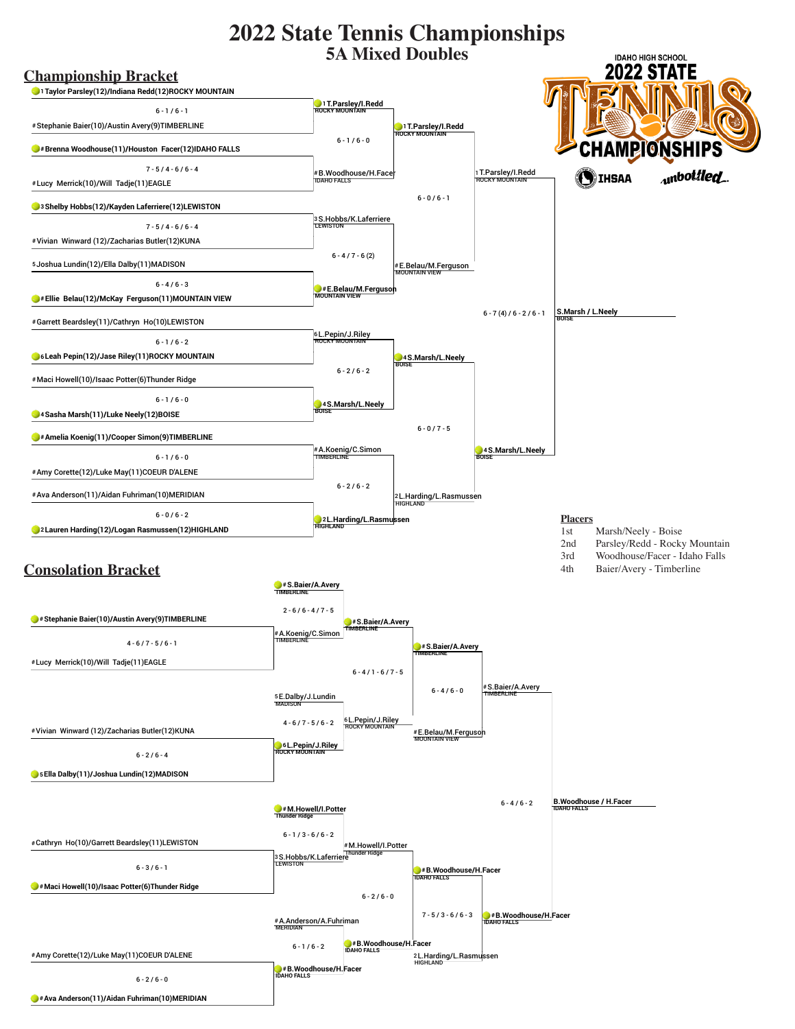# 2022 State Tennis Championships

## 5A Mixed Doubles

IDAHO HIGH SCHOOL 2022 STATE TENNIS CHAMPIONSHIPS
IHSAA unbottled

## Championship Bracket

**First Round**

- 1 Taylor Parsley(12)/Indiana Redd(12)ROCKY MOUNTAIN vs # Stephanie Baier(10)/Austin Avery(9)TIMBERLINE — 6 - 1 / 6 - 1
- # Brenna Woodhouse(11)/Houston Facer(12)IDAHO FALLS vs # Lucy Merrick(10)/Will Tadje(11)EAGLE — 7 - 5 / 4 - 6 / 6 - 4
- 3 Shelby Hobbs(12)/Kayden Laferriere(12)LEWISTON vs # Vivian Winward (12)/Zacharias Butler(12)KUNA — 7 - 5 / 4 - 6 / 6 - 4
- 5 Joshua Lundin(12)/Ella Dalby(11)MADISON vs # Ellie Belau(12)/McKay Ferguson(11)MOUNTAIN VIEW — 6 - 4 / 6 - 3
- # Garrett Beardsley(11)/Cathryn Ho(10)LEWISTON vs 6 Leah Pepin(12)/Jase Riley(11)ROCKY MOUNTAIN — 6 - 1 / 6 - 2
- # Maci Howell(10)/Isaac Potter(6)Thunder Ridge vs 4 Sasha Marsh(11)/Luke Neely(12)BOISE — 6 - 1 / 6 - 0
- # Amelia Koenig(11)/Cooper Simon(9)TIMBERLINE vs # Amy Corette(12)/Luke May(11)COEUR D'ALENE — 6 - 1 / 6 - 0
- # Ava Anderson(11)/Aidan Fuhriman(10)MERIDIAN vs 2 Lauren Harding(12)/Logan Rasmussen(12)HIGHLAND — 6 - 0 / 6 - 2

**Quarterfinals**

- 1 T.Parsley/I.Redd ROCKY MOUNTAIN vs # B.Woodhouse/H.Facer IDAHO FALLS — 6 - 1 / 6 - 0
- 3 S.Hobbs/K.Laferriere LEWISTON vs # E.Belau/M.Ferguson MOUNTAIN VIEW — 6 - 4 / 7 - 6 (2)
- 6 L.Pepin/J.Riley ROCKY MOUNTAIN vs 4 S.Marsh/L.Neely BOISE — 6 - 2 / 6 - 2
- # A.Koenig/C.Simon TIMBERLINE vs 2 L.Harding/L.Rasmussen HIGHLAND — 6 - 2 / 6 - 2

**Semifinals**

- 1 T.Parsley/I.Redd ROCKY MOUNTAIN vs # E.Belau/M.Ferguson MOUNTAIN VIEW — 6 - 0 / 6 - 1
- 4 S.Marsh/L.Neely BOISE vs 2 L.Harding/L.Rasmussen HIGHLAND — 6 - 0 / 7 - 5

**Final**

- 1 T.Parsley/I.Redd ROCKY MOUNTAIN vs 4 S.Marsh/L.Neely BOISE — 6 - 7 (4) / 6 - 2 / 6 - 1

**Champion:** S.Marsh / L.Neely BOISE

### Placers

| | |
|---|---|
| 1st | Marsh/Neely - Boise |
| 2nd | Parsley/Redd - Rocky Mountain |
| 3rd | Woodhouse/Facer - Idaho Falls |
| 4th | Baier/Avery - Timberline |

## Consolation Bracket

**First Round**

- # Stephanie Baier(10)/Austin Avery(9)TIMBERLINE vs # Lucy Merrick(10)/Will Tadje(11)EAGLE — 4 - 6 / 7 - 5 / 6 - 1
- # Vivian Winward (12)/Zacharias Butler(12)KUNA vs 5 Ella Dalby(11)/Joshua Lundin(12)MADISON — 6 - 2 / 6 - 4
- # Cathryn Ho(10)/Garrett Beardsley(11)LEWISTON vs # Maci Howell(10)/Isaac Potter(6)Thunder Ridge — 6 - 3 / 6 - 1
- # Amy Corette(12)/Luke May(11)COEUR D'ALENE vs # Ava Anderson(11)/Aidan Fuhriman(10)MERIDIAN — 6 - 2 / 6 - 0

**Second Round**

- # S.Baier/A.Avery TIMBERLINE vs # A.Koenig/C.Simon TIMBERLINE — 2 - 6 / 6 - 4 / 7 - 5
- 5 E.Dalby/J.Lundin MADISON vs 6 L.Pepin/J.Riley ROCKY MOUNTAIN — 4 - 6 / 7 - 5 / 6 - 2
- # M.Howell/I.Potter Thunder Ridge vs 3 S.Hobbs/K.Laferriere LEWISTON — 6 - 1 / 3 - 6 / 6 - 2
- # A.Anderson/A.Fuhriman MERIDIAN vs # B.Woodhouse/H.Facer IDAHO FALLS — 6 - 1 / 6 - 2

**Third Round**

- # S.Baier/A.Avery TIMBERLINE vs 6 L.Pepin/J.Riley ROCKY MOUNTAIN — 6 - 4 / 1 - 6 / 7 - 5
- # M.Howell/I.Potter Thunder Ridge vs # B.Woodhouse/H.Facer IDAHO FALLS — 6 - 2 / 6 - 0

**Fourth Round**

- # S.Baier/A.Avery TIMBERLINE vs # E.Belau/M.Ferguson MOUNTAIN VIEW — 6 - 4 / 6 - 0
- # B.Woodhouse/H.Facer IDAHO FALLS vs 2 L.Harding/L.Rasmussen HIGHLAND — 7 - 5 / 3 - 6 / 6 - 3

**Final**

- # S.Baier/A.Avery TIMBERLINE vs # B.Woodhouse/H.Facer IDAHO FALLS — 6 - 4 / 6 - 2

**Winner:** B.Woodhouse / H.Facer IDAHO FALLS